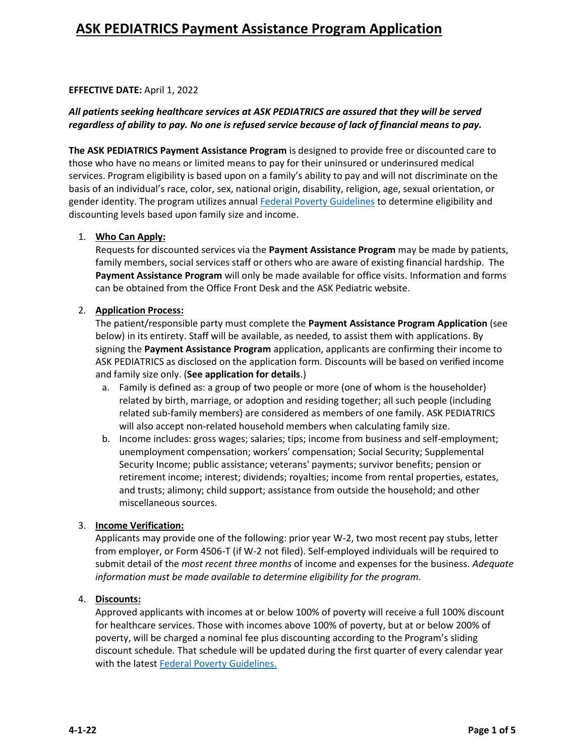# ASK PEDIATRICS Payment Assistance Program Application

**EFFECTIVE DATE:** April 1, 2022

***All patients seeking healthcare services at ASK PEDIATRICS are assured that they will be served regardless of ability to pay. No one is refused service because of lack of financial means to pay.***

**The ASK PEDIATRICS Payment Assistance Program** is designed to provide free or discounted care to those who have no means or limited means to pay for their uninsured or underinsured medical services. Program eligibility is based upon on a family's ability to pay and will not discriminate on the basis of an individual's race, color, sex, national origin, disability, religion, age, sexual orientation, or gender identity. The program utilizes annual Federal Poverty Guidelines to determine eligibility and discounting levels based upon family size and income.

1. **Who Can Apply:**
   Requests for discounted services via the **Payment Assistance Program** may be made by patients, family members, social services staff or others who are aware of existing financial hardship. The **Payment Assistance Program** will only be made available for office visits. Information and forms can be obtained from the Office Front Desk and the ASK Pediatric website.

2. **Application Process:**
   The patient/responsible party must complete the **Payment Assistance Program Application** (see below) in its entirety. Staff will be available, as needed, to assist them with applications. By signing the **Payment Assistance Program** application, applicants are confirming their income to ASK PEDIATRICS as disclosed on the application form. Discounts will be based on verified income and family size only. (**See application for details**.)
   a. Family is defined as: a group of two people or more (one of whom is the householder) related by birth, marriage, or adoption and residing together; all such people (including related sub-family members) are considered as members of one family. ASK PEDIATRICS will also accept non-related household members when calculating family size.
   b. Income includes: gross wages; salaries; tips; income from business and self-employment; unemployment compensation; workers' compensation; Social Security; Supplemental Security Income; public assistance; veterans' payments; survivor benefits; pension or retirement income; interest; dividends; royalties; income from rental properties, estates, and trusts; alimony; child support; assistance from outside the household; and other miscellaneous sources.

3. **Income Verification:**
   Applicants may provide one of the following: prior year W-2, two most recent pay stubs, letter from employer, or Form 4506-T (if W-2 not filed). Self-employed individuals will be required to submit detail of the *most recent three months* of income and expenses for the business. *Adequate information must be made available to determine eligibility for the program.*

4. **Discounts:**
   Approved applicants with incomes at or below 100% of poverty will receive a full 100% discount for healthcare services. Those with incomes above 100% of poverty, but at or below 200% of poverty, will be charged a nominal fee plus discounting according to the Program's sliding discount schedule. That schedule will be updated during the first quarter of every calendar year with the latest Federal Poverty Guidelines.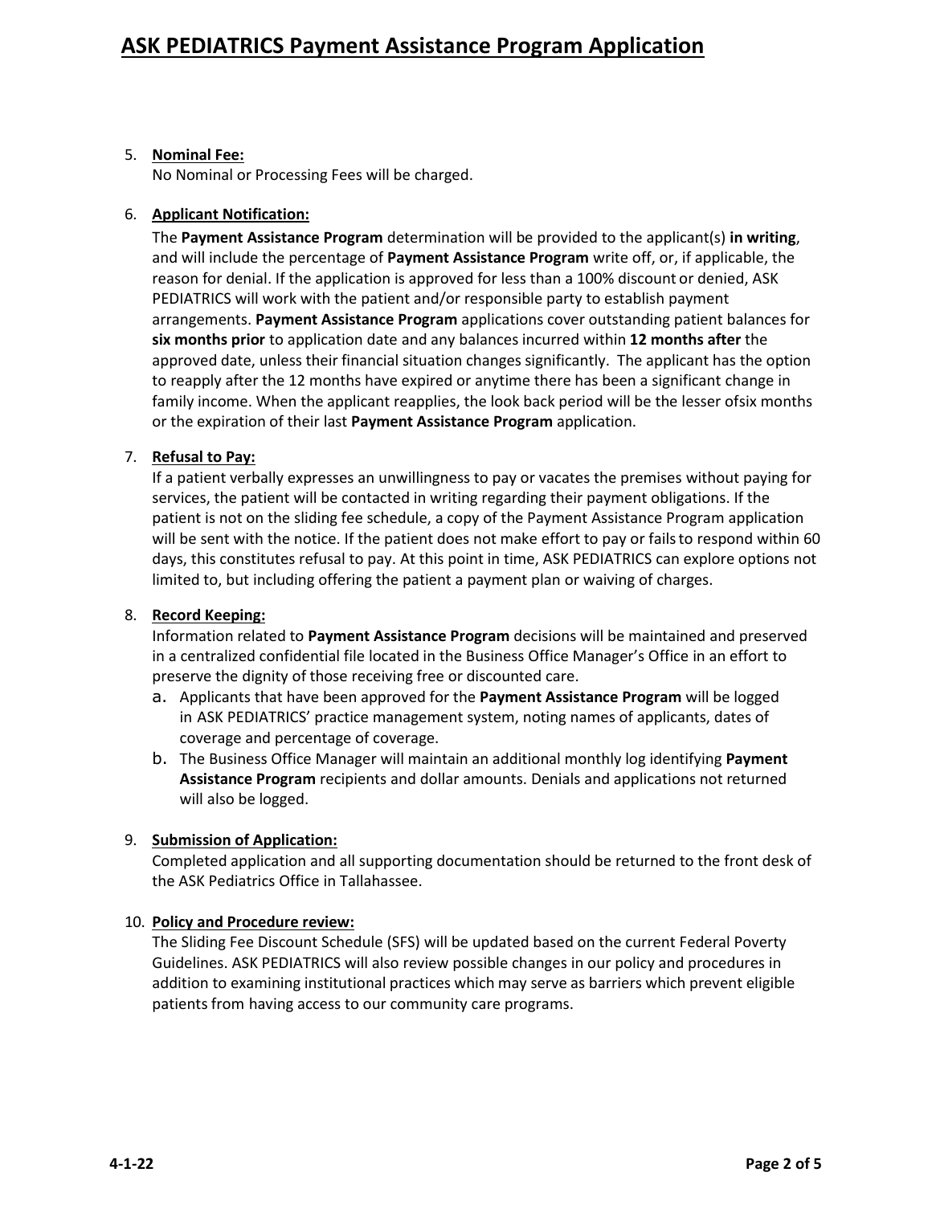5. **Nominal Fee:**
   No Nominal or Processing Fees will be charged.

6. **Applicant Notification:**
   The **Payment Assistance Program** determination will be provided to the applicant(s) **in writing**, and will include the percentage of **Payment Assistance Program** write off, or, if applicable, the reason for denial. If the application is approved for less than a 100% discount or denied, ASK PEDIATRICS will work with the patient and/or responsible party to establish payment arrangements. **Payment Assistance Program** applications cover outstanding patient balances for **six months prior** to application date and any balances incurred within **12 months after** the approved date, unless their financial situation changes significantly. The applicant has the option to reapply after the 12 months have expired or anytime there has been a significant change in family income. When the applicant reapplies, the look back period will be the lesser ofsix months or the expiration of their last **Payment Assistance Program** application.

7. **Refusal to Pay:**
   If a patient verbally expresses an unwillingness to pay or vacates the premises without paying for services, the patient will be contacted in writing regarding their payment obligations. If the patient is not on the sliding fee schedule, a copy of the Payment Assistance Program application will be sent with the notice. If the patient does not make effort to pay or fails to respond within 60 days, this constitutes refusal to pay. At this point in time, ASK PEDIATRICS can explore options not limited to, but including offering the patient a payment plan or waiving of charges.

8. **Record Keeping:**
   Information related to **Payment Assistance Program** decisions will be maintained and preserved in a centralized confidential file located in the Business Office Manager's Office in an effort to preserve the dignity of those receiving free or discounted care.
   a. Applicants that have been approved for the **Payment Assistance Program** will be logged in ASK PEDIATRICS' practice management system, noting names of applicants, dates of coverage and percentage of coverage.
   b. The Business Office Manager will maintain an additional monthly log identifying **Payment Assistance Program** recipients and dollar amounts. Denials and applications not returned will also be logged.

9. **Submission of Application:**
   Completed application and all supporting documentation should be returned to the front desk of the ASK Pediatrics Office in Tallahassee.

10. **Policy and Procedure review:**
    The Sliding Fee Discount Schedule (SFS) will be updated based on the current Federal Poverty Guidelines. ASK PEDIATRICS will also review possible changes in our policy and procedures in addition to examining institutional practices which may serve as barriers which prevent eligible patients from having access to our community care programs.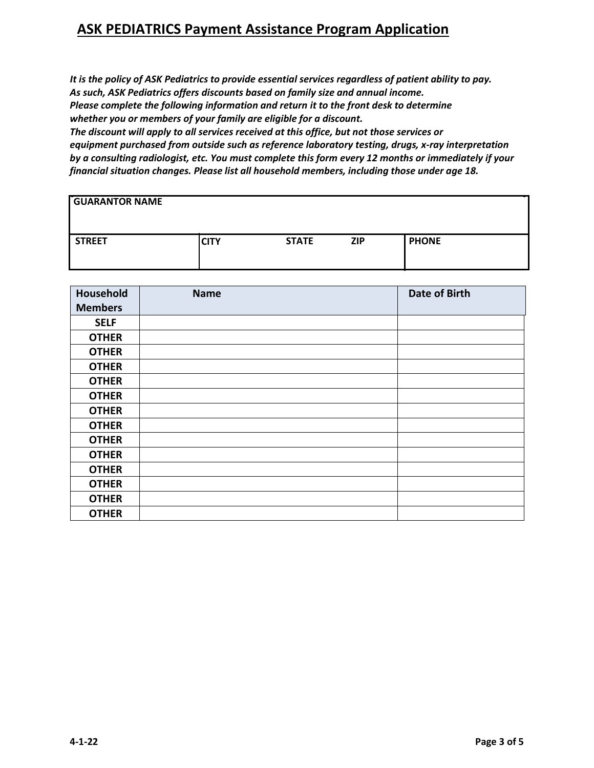# ASK PEDIATRICS Payment Assistance Program Application

***It is the policy of ASK Pediatrics to provide essential services regardless of patient ability to pay. As such, ASK Pediatrics offers discounts based on family size and annual income. Please complete the following information and return it to the front desk to determine whether you or members of your family are eligible for a discount. The discount will apply to all services received at this office, but not those services or equipment purchased from outside such as reference laboratory testing, drugs, x-ray interpretation by a consulting radiologist, etc. You must complete this form every 12 months or immediately if your financial situation changes. Please list all household members, including those under age 18.***

| GUARANTOR NAME | | |
|---|---|---|
| STREET | CITY &nbsp;&nbsp;&nbsp; STATE &nbsp;&nbsp;&nbsp; ZIP | PHONE |

| Household Members | Name | Date of Birth |
|---|---|---|
| SELF | | |
| OTHER | | |
| OTHER | | |
| OTHER | | |
| OTHER | | |
| OTHER | | |
| OTHER | | |
| OTHER | | |
| OTHER | | |
| OTHER | | |
| OTHER | | |
| OTHER | | |
| OTHER | | |
| OTHER | | |

4-1-22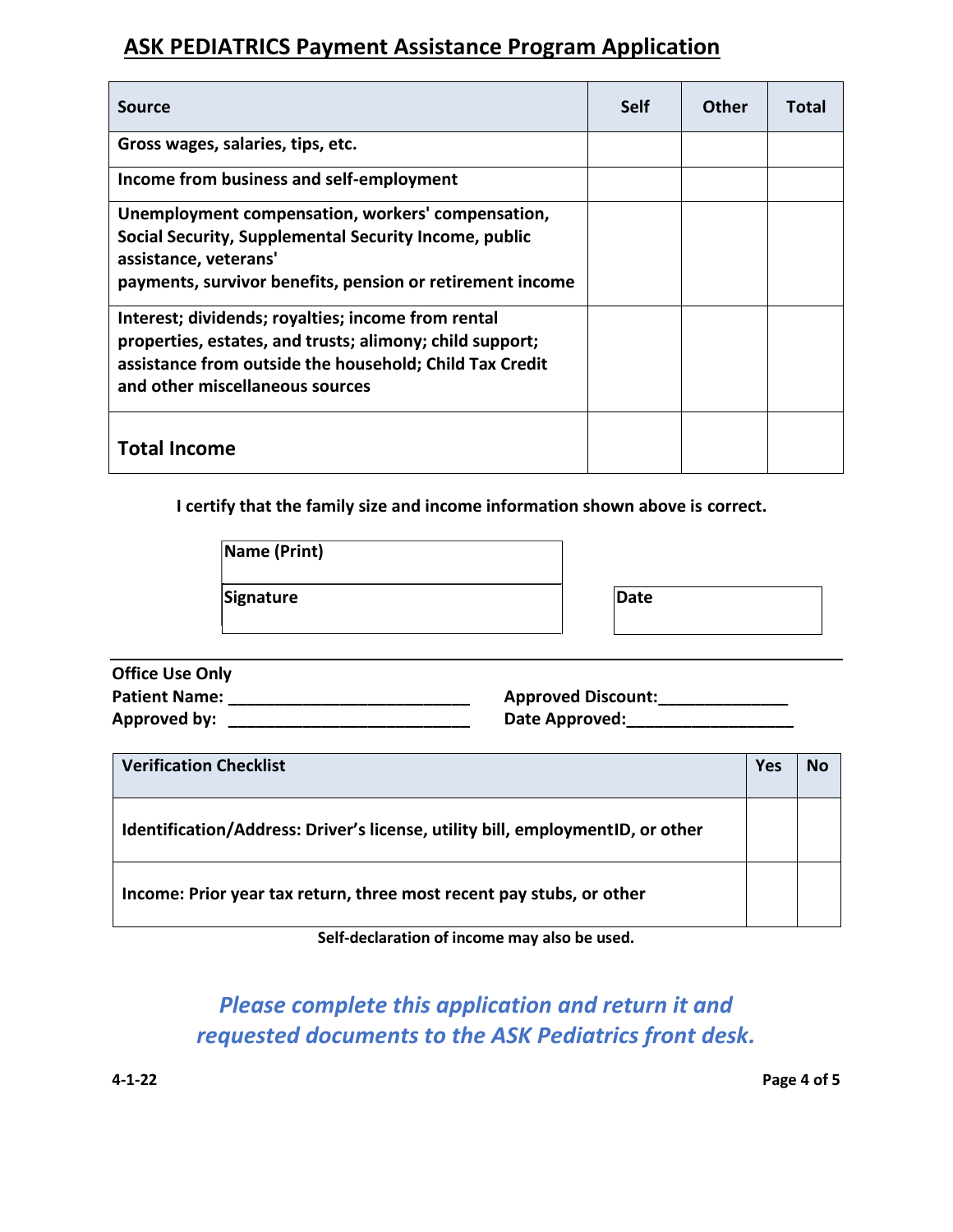# ASK PEDIATRICS Payment Assistance Program Application

| Source | Self | Other | Total |
|---|---|---|---|
| Gross wages, salaries, tips, etc. | | | |
| Income from business and self-employment | | | |
| Unemployment compensation, workers' compensation, Social Security, Supplemental Security Income, public assistance, veterans' payments, survivor benefits, pension or retirement income | | | |
| Interest; dividends; royalties; income from rental properties, estates, and trusts; alimony; child support; assistance from outside the household; Child Tax Credit and other miscellaneous sources | | | |
| **Total Income** | | | |

**I certify that the family size and income information shown above is correct.**

| Name (Print) | |
|---|---|
| Signature | Date |

---

**Office Use Only**

**Patient Name:** ___________________________ **Approved Discount:**______________

**Approved by:** ___________________________ **Date Approved:**__________________

| Verification Checklist | Yes | No |
|---|---|---|
| Identification/Address: Driver's license, utility bill, employmentID, or other | | |
| Income: Prior year tax return, three most recent pay stubs, or other | | |

**Self-declaration of income may also be used.**

***Please complete this application and return it and requested documents to the ASK Pediatrics front desk.***

4-1-22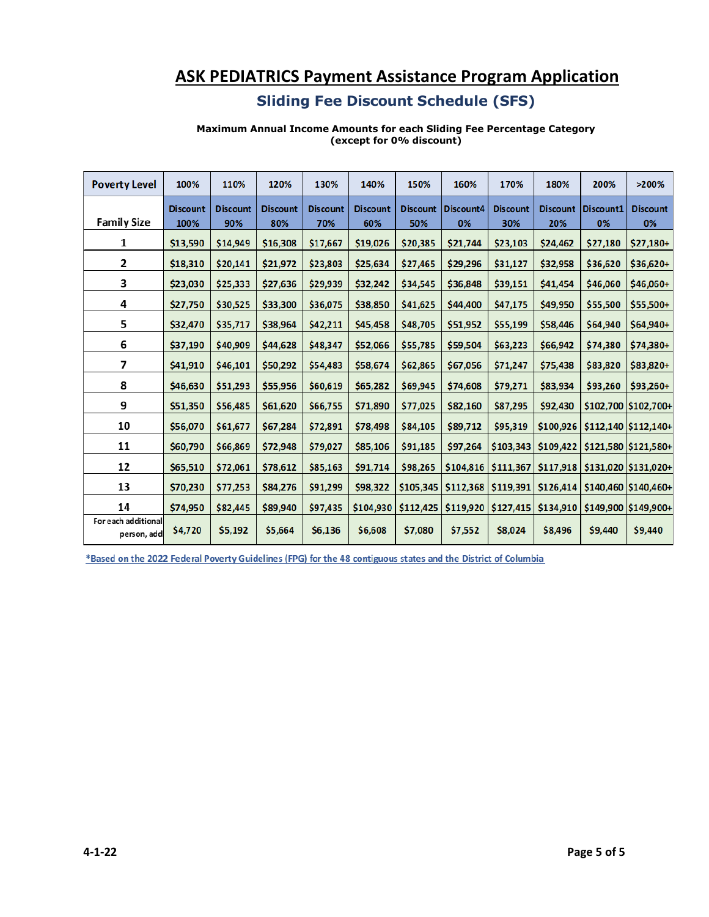# ASK PEDIATRICS Payment Assistance Program Application

## Sliding Fee Discount Schedule (SFS)

**Maximum Annual Income Amounts for each Sliding Fee Percentage Category**
**(except for 0% discount)**

| Poverty Level | 100% | 110% | 120% | 130% | 140% | 150% | 160% | 170% | 180% | 200% | >200% |
|---|---|---|---|---|---|---|---|---|---|---|---|
| Family Size | Discount 100% | Discount 90% | Discount 80% | Discount 70% | Discount 60% | Discount 50% | Discount4 0% | Discount 30% | Discount 20% | Discount1 0% | Discount 0% |
| 1 | $13,590 | $14,949 | $16,308 | $17,667 | $19,026 | $20,385 | $21,744 | $23,103 | $24,462 | $27,180 | $27,180+ |
| 2 | $18,310 | $20,141 | $21,972 | $23,803 | $25,634 | $27,465 | $29,296 | $31,127 | $32,958 | $36,620 | $36,620+ |
| 3 | $23,030 | $25,333 | $27,636 | $29,939 | $32,242 | $34,545 | $36,848 | $39,151 | $41,454 | $46,060 | $46,060+ |
| 4 | $27,750 | $30,525 | $33,300 | $36,075 | $38,850 | $41,625 | $44,400 | $47,175 | $49,950 | $55,500 | $55,500+ |
| 5 | $32,470 | $35,717 | $38,964 | $42,211 | $45,458 | $48,705 | $51,952 | $55,199 | $58,446 | $64,940 | $64,940+ |
| 6 | $37,190 | $40,909 | $44,628 | $48,347 | $52,066 | $55,785 | $59,504 | $63,223 | $66,942 | $74,380 | $74,380+ |
| 7 | $41,910 | $46,101 | $50,292 | $54,483 | $58,674 | $62,865 | $67,056 | $71,247 | $75,438 | $83,820 | $83,820+ |
| 8 | $46,630 | $51,293 | $55,956 | $60,619 | $65,282 | $69,945 | $74,608 | $79,271 | $83,934 | $93,260 | $93,260+ |
| 9 | $51,350 | $56,485 | $61,620 | $66,755 | $71,890 | $77,025 | $82,160 | $87,295 | $92,430 | $102,700 | $102,700+ |
| 10 | $56,070 | $61,677 | $67,284 | $72,891 | $78,498 | $84,105 | $89,712 | $95,319 | $100,926 | $112,140 | $112,140+ |
| 11 | $60,790 | $66,869 | $72,948 | $79,027 | $85,106 | $91,185 | $97,264 | $103,343 | $109,422 | $121,580 | $121,580+ |
| 12 | $65,510 | $72,061 | $78,612 | $85,163 | $91,714 | $98,265 | $104,816 | $111,367 | $117,918 | $131,020 | $131,020+ |
| 13 | $70,230 | $77,253 | $84,276 | $91,299 | $98,322 | $105,345 | $112,368 | $119,391 | $126,414 | $140,460 | $140,460+ |
| 14 | $74,950 | $82,445 | $89,940 | $97,435 | $104,930 | $112,425 | $119,920 | $127,415 | $134,910 | $149,900 | $149,900+ |
| For each additional person, add | $4,720 | $5,192 | $5,664 | $6,136 | $6,608 | $7,080 | $7,552 | $8,024 | $8,496 | $9,440 | $9,440 |

*Based on the 2022 Federal Poverty Guidelines (FPG) for the 48 contiguous states and the District of Columbia

4-1-22